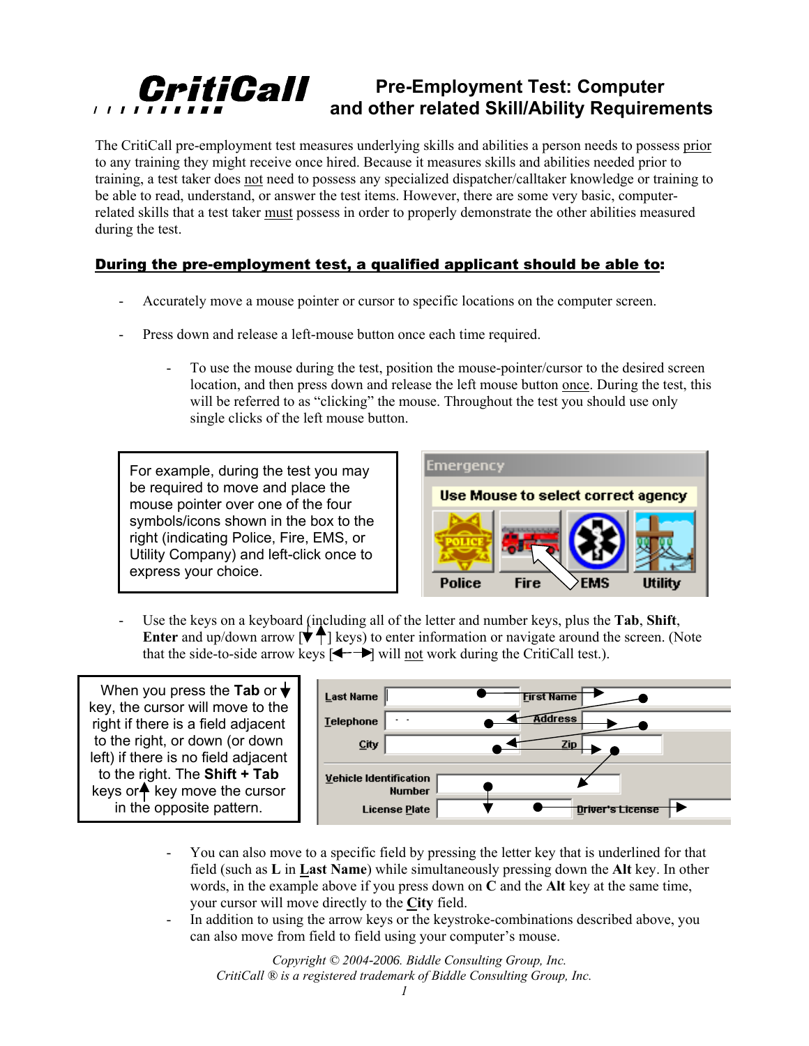# CritiCall

## Pre-Employment Test: Computer and other related Skill/Ability Requirements

The CritiCall pre-employment test measures underlying skills and abilities a person needs to possess prior to any training they might receive once hired. Because it measures skills and abilities needed prior to training, a test taker does not need to possess any specialized dispatcher/calltaker knowledge or training to be able to read, understand, or answer the test items. However, there are some very basic, computer-related skills that a test taker must possess in order to properly demonstrate the other abilities measured during the test.

### During the pre-employment test, a qualified applicant should be able to:

- Accurately move a mouse pointer or cursor to specific locations on the computer screen.
- Press down and release a left-mouse button once each time required.
  - To use the mouse during the test, position the mouse-pointer/cursor to the desired screen location, and then press down and release the left mouse button once. During the test, this will be referred to as "clicking" the mouse. Throughout the test you should use only single clicks of the left mouse button.

For example, during the test you may be required to move and place the mouse pointer over one of the four symbols/icons shown in the box to the right (indicating Police, Fire, EMS, or Utility Company) and left-click once to express your choice.

- Use the keys on a keyboard (including all of the letter and number keys, plus the **Tab**, **Shift**, **Enter** and up/down arrow [▼▲] keys) to enter information or navigate around the screen. (Note that the side-to-side arrow keys [◄–►] will not work during the CritiCall test.).

When you press the **Tab** or ▼ key, the cursor will move to the right if there is a field adjacent to the right, or down (or down left) if there is no field adjacent to the right. The **Shift + Tab** keys or ▲ key move the cursor in the opposite pattern.

  - You can also move to a specific field by pressing the letter key that is underlined for that field (such as **L** in **Last Name**) while simultaneously pressing down the **Alt** key. In other words, in the example above if you press down on **C** and the **Alt** key at the same time, your cursor will move directly to the **City** field.
  - In addition to using the arrow keys or the keystroke-combinations described above, you can also move from field to field using your computer's mouse.

*Copyright © 2004-2006. Biddle Consulting Group, Inc.*
*CritiCall ® is a registered trademark of Biddle Consulting Group, Inc.*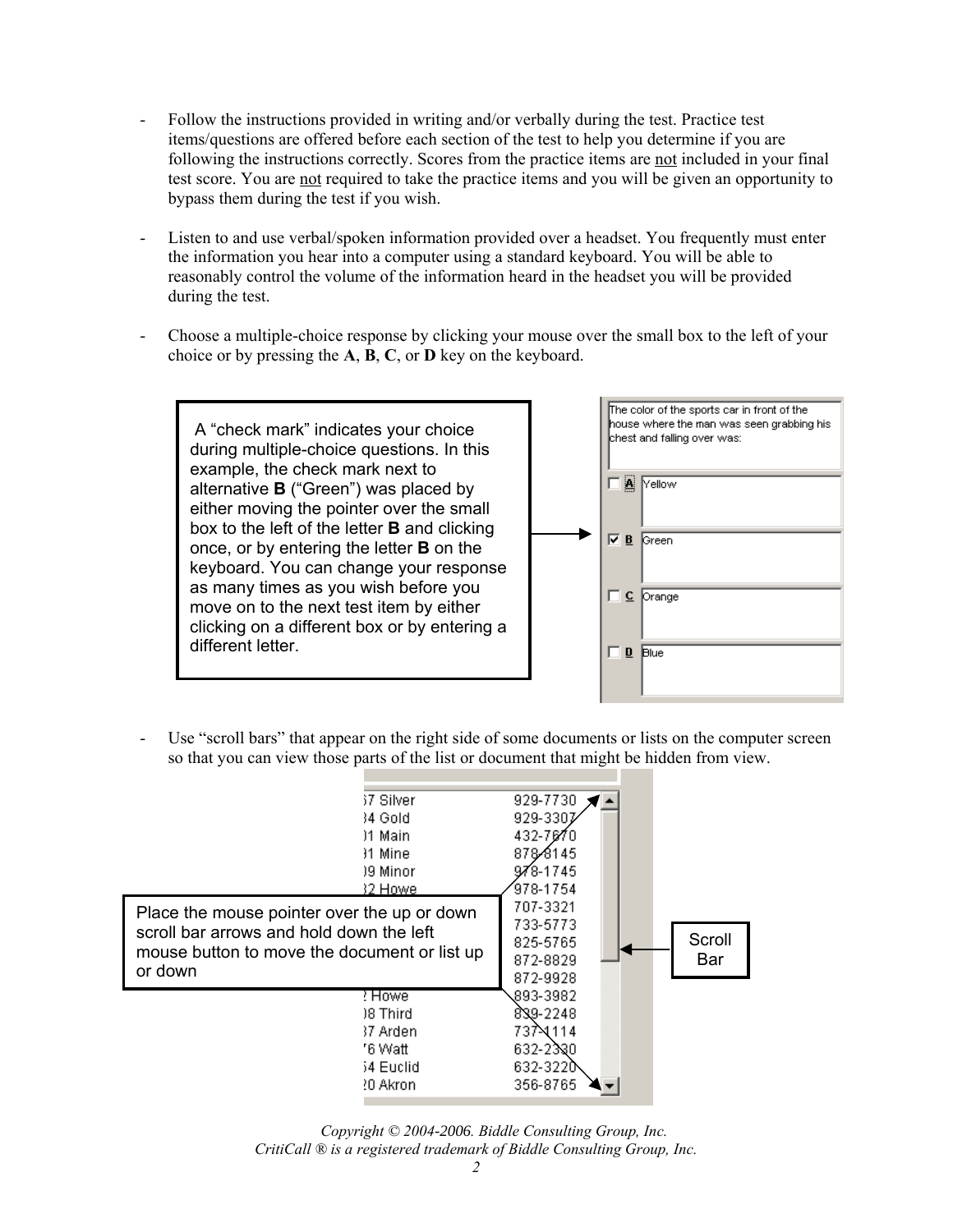- Follow the instructions provided in writing and/or verbally during the test. Practice test items/questions are offered before each section of the test to help you determine if you are following the instructions correctly. Scores from the practice items are not included in your final test score. You are not required to take the practice items and you will be given an opportunity to bypass them during the test if you wish.

- Listen to and use verbal/spoken information provided over a headset. You frequently must enter the information you hear into a computer using a standard keyboard. You will be able to reasonably control the volume of the information heard in the headset you will be provided during the test.

- Choose a multiple-choice response by clicking your mouse over the small box to the left of your choice or by pressing the **A**, **B**, **C**, or **D** key on the keyboard.

A "check mark" indicates your choice during multiple-choice questions. In this example, the check mark next to alternative **B** ("Green") was placed by either moving the pointer over the small box to the left of the letter **B** and clicking once, or by entering the letter **B** on the keyboard. You can change your response as many times as you wish before you move on to the next test item by either clicking on a different box or by entering a different letter.

The color of the sports car in front of the house where the man was seen grabbing his chest and falling over was:

- ☐ A Yellow
- ☑ B Green
- ☐ C Orange
- ☐ D Blue

- Use "scroll bars" that appear on the right side of some documents or lists on the computer screen so that you can view those parts of the list or document that might be hidden from view.

Place the mouse pointer over the up or down scroll bar arrows and hold down the left mouse button to move the document or list up or down

Scroll Bar

*Copyright © 2004-2006. Biddle Consulting Group, Inc.*
*CritiCall ® is a registered trademark of Biddle Consulting Group, Inc.*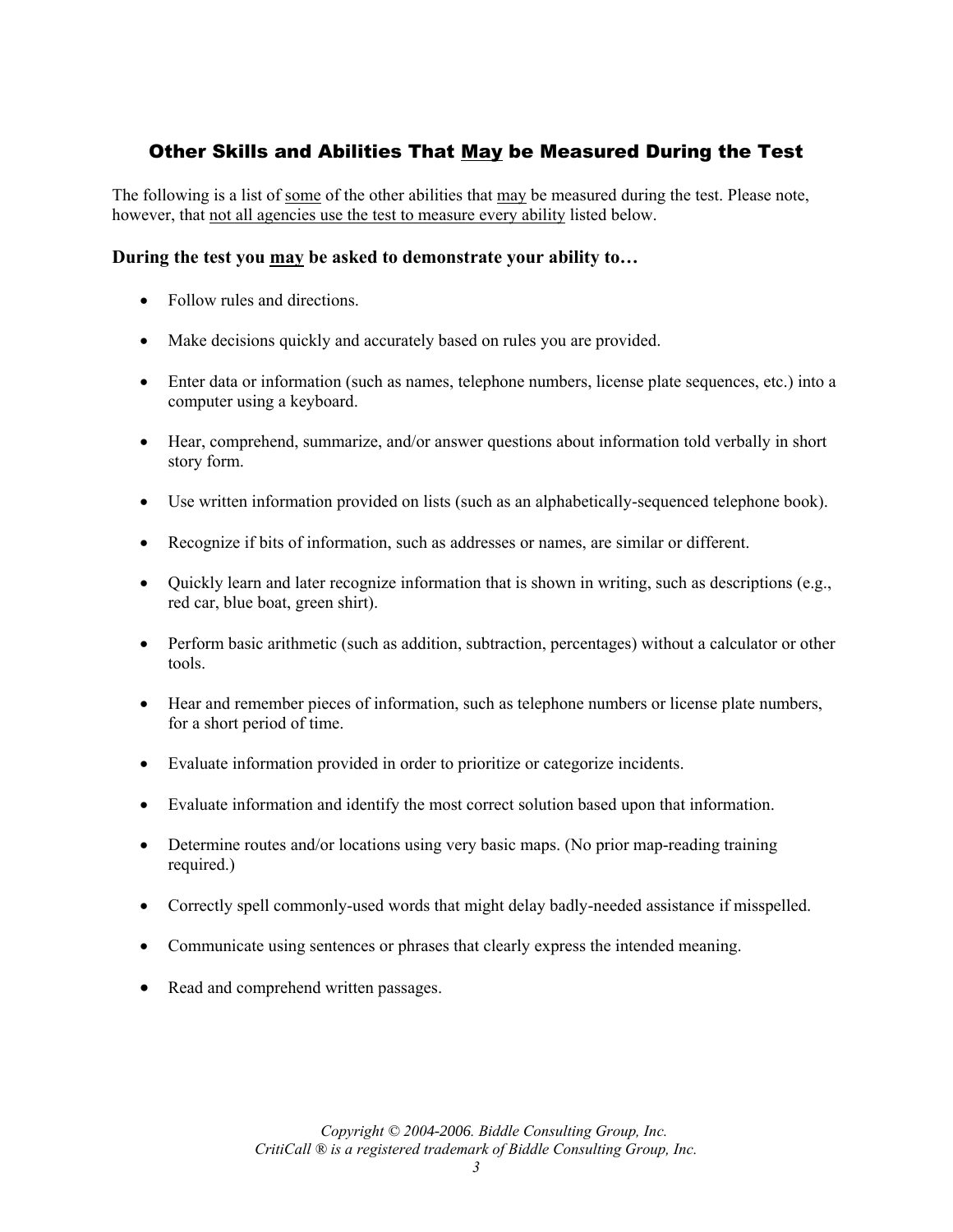## Other Skills and Abilities That <u>May</u> be Measured During the Test

The following is a list of <u>some</u> of the other abilities that <u>may</u> be measured during the test. Please note, however, that <u>not all agencies use the test to measure every ability</u> listed below.

### During the test you <u>may</u> be asked to demonstrate your ability to…

- Follow rules and directions.
- Make decisions quickly and accurately based on rules you are provided.
- Enter data or information (such as names, telephone numbers, license plate sequences, etc.) into a computer using a keyboard.
- Hear, comprehend, summarize, and/or answer questions about information told verbally in short story form.
- Use written information provided on lists (such as an alphabetically-sequenced telephone book).
- Recognize if bits of information, such as addresses or names, are similar or different.
- Quickly learn and later recognize information that is shown in writing, such as descriptions (e.g., red car, blue boat, green shirt).
- Perform basic arithmetic (such as addition, subtraction, percentages) without a calculator or other tools.
- Hear and remember pieces of information, such as telephone numbers or license plate numbers, for a short period of time.
- Evaluate information provided in order to prioritize or categorize incidents.
- Evaluate information and identify the most correct solution based upon that information.
- Determine routes and/or locations using very basic maps. (No prior map-reading training required.)
- Correctly spell commonly-used words that might delay badly-needed assistance if misspelled.
- Communicate using sentences or phrases that clearly express the intended meaning.
- Read and comprehend written passages.

*Copyright © 2004-2006. Biddle Consulting Group, Inc.*
*CritiCall ® is a registered trademark of Biddle Consulting Group, Inc.*